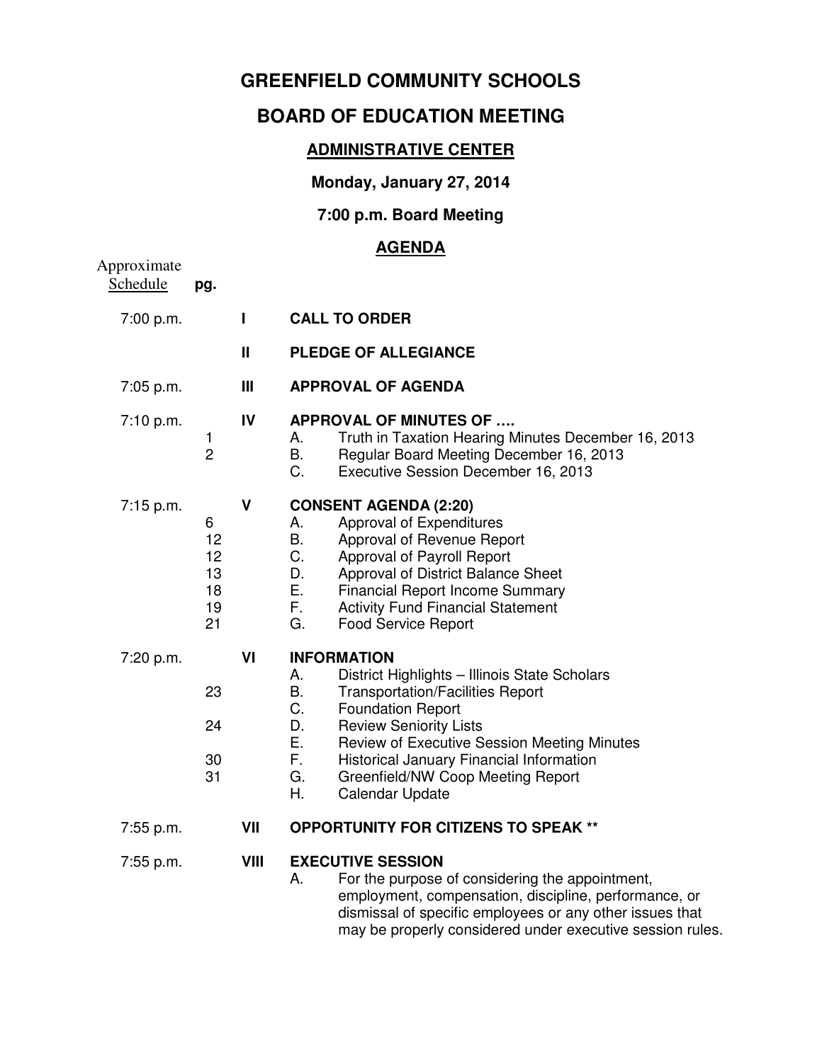# GREENFIELD COMMUNITY SCHOOLS

## BOARD OF EDUCATION MEETING

### ADMINISTRATIVE CENTER

**Monday, January 27, 2014**

**7:00 p.m. Board Meeting**

### AGENDA

| Approximate Schedule | pg. | | |
|---|---|---|---|
| 7:00 p.m. | | **I** | **CALL TO ORDER** |
| | | **II** | **PLEDGE OF ALLEGIANCE** |
| 7:05 p.m. | | **III** | **APPROVAL OF AGENDA** |
| 7:10 p.m. | | **IV** | **APPROVAL OF MINUTES OF ….** |
| | 1 | | A. Truth in Taxation Hearing Minutes December 16, 2013 |
| | 2 | | B. Regular Board Meeting December 16, 2013 |
| | | | C. Executive Session December 16, 2013 |
| 7:15 p.m. | | **V** | **CONSENT AGENDA (2:20)** |
| | 6 | | A. Approval of Expenditures |
| | 12 | | B. Approval of Revenue Report |
| | 12 | | C. Approval of Payroll Report |
| | 13 | | D. Approval of District Balance Sheet |
| | 18 | | E. Financial Report Income Summary |
| | 19 | | F. Activity Fund Financial Statement |
| | 21 | | G. Food Service Report |
| 7:20 p.m. | | **VI** | **INFORMATION** |
| | | | A. District Highlights – Illinois State Scholars |
| | 23 | | B. Transportation/Facilities Report |
| | | | C. Foundation Report |
| | 24 | | D. Review Seniority Lists |
| | | | E. Review of Executive Session Meeting Minutes |
| | 30 | | F. Historical January Financial Information |
| | 31 | | G. Greenfield/NW Coop Meeting Report |
| | | | H. Calendar Update |
| 7:55 p.m. | | **VII** | **OPPORTUNITY FOR CITIZENS TO SPEAK \*\*** |
| 7:55 p.m. | | **VIII** | **EXECUTIVE SESSION** |
| | | | A. For the purpose of considering the appointment, employment, compensation, discipline, performance, or dismissal of specific employees or any other issues that may be properly considered under executive session rules. |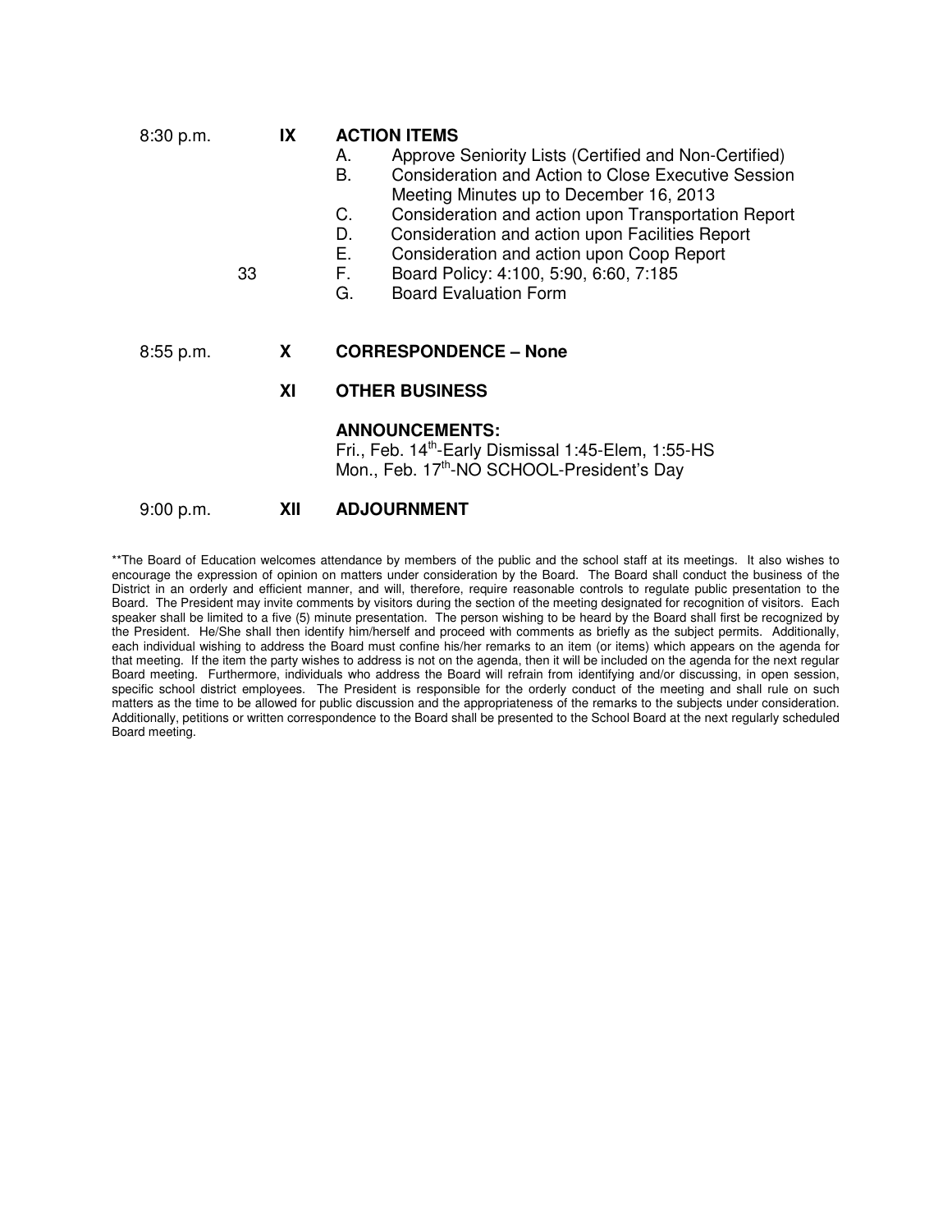8:30 p.m. **IX** **ACTION ITEMS**

A. Approve Seniority Lists (Certified and Non-Certified)
B. Consideration and Action to Close Executive Session Meeting Minutes up to December 16, 2013
C. Consideration and action upon Transportation Report
D. Consideration and action upon Facilities Report
E. Consideration and action upon Coop Report
33 F. Board Policy: 4:100, 5:90, 6:60, 7:185
G. Board Evaluation Form

8:55 p.m. **X** **CORRESPONDENCE – None**

**XI** **OTHER BUSINESS**

**ANNOUNCEMENTS:**
Fri., Feb. 14th-Early Dismissal 1:45-Elem, 1:55-HS
Mon., Feb. 17th-NO SCHOOL-President's Day

9:00 p.m. **XII** **ADJOURNMENT**

**The Board of Education welcomes attendance by members of the public and the school staff at its meetings. It also wishes to encourage the expression of opinion on matters under consideration by the Board. The Board shall conduct the business of the District in an orderly and efficient manner, and will, therefore, require reasonable controls to regulate public presentation to the Board. The President may invite comments by visitors during the section of the meeting designated for recognition of visitors. Each speaker shall be limited to a five (5) minute presentation. The person wishing to be heard by the Board shall first be recognized by the President. He/She shall then identify him/herself and proceed with comments as briefly as the subject permits. Additionally, each individual wishing to address the Board must confine his/her remarks to an item (or items) which appears on the agenda for that meeting. If the item the party wishes to address is not on the agenda, then it will be included on the agenda for the next regular Board meeting. Furthermore, individuals who address the Board will refrain from identifying and/or discussing, in open session, specific school district employees. The President is responsible for the orderly conduct of the meeting and shall rule on such matters as the time to be allowed for public discussion and the appropriateness of the remarks to the subjects under consideration. Additionally, petitions or written correspondence to the Board shall be presented to the School Board at the next regularly scheduled Board meeting.